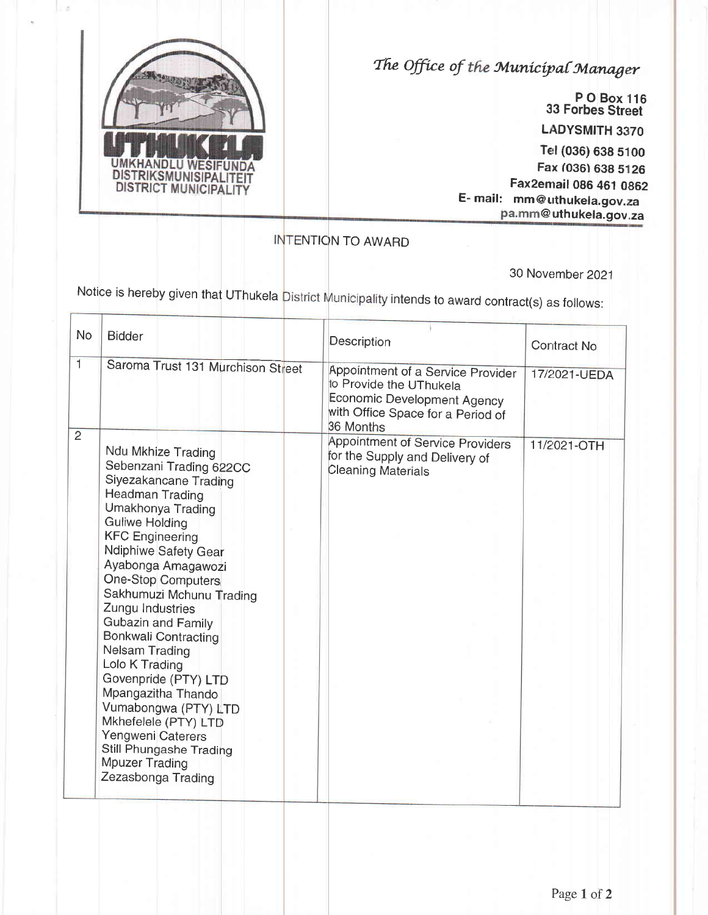UTHUKELA
UMKHANDLU WESIFUNDA
DISTRIKSMUNISIPALITEIT
DISTRICT MUNICIPALITY

*The Office of the Municipal Manager*

**P O Box 116**
**33 Forbes Street**
**LADYSMITH 3370**
**Tel (036) 638 5100**
**Fax (036) 638 5126**
**Fax2email 086 461 0862**
**E- mail: mm@uthukela.gov.za**
**pa.mm@uthukela.gov.za**

## INTENTION TO AWARD

30 November 2021

Notice is hereby given that UThukela District Municipality intends to award contract(s) as follows:

| No | Bidder | Description | Contract No |
|---|---|---|---|
| 1 | Saroma Trust 131 Murchison Street | Appointment of a Service Provider to Provide the UThukela Economic Development Agency with Office Space for a Period of 36 Months | 17/2021-UEDA |
| 2 | Ndu Mkhize Trading<br>Sebenzani Trading 622CC<br>Siyezakancane Trading<br>Headman Trading<br>Umakhonya Trading<br>Guliwe Holding<br>KFC Engineering<br>Ndiphiwe Safety Gear<br>Ayabonga Amagawozi<br>One-Stop Computers<br>Sakhumuzi Mchunu Trading<br>Zungu Industries<br>Gubazin and Family<br>Bonkwali Contracting<br>Nelsam Trading<br>Lolo K Trading<br>Govenpride (PTY) LTD<br>Mpangazitha Thando<br>Vumabongwa (PTY) LTD<br>Mkhefelele (PTY) LTD<br>Yengweni Caterers<br>Still Phungashe Trading<br>Mpuzer Trading<br>Zezasbonga Trading | Appointment of Service Providers for the Supply and Delivery of Cleaning Materials | 11/2021-OTH |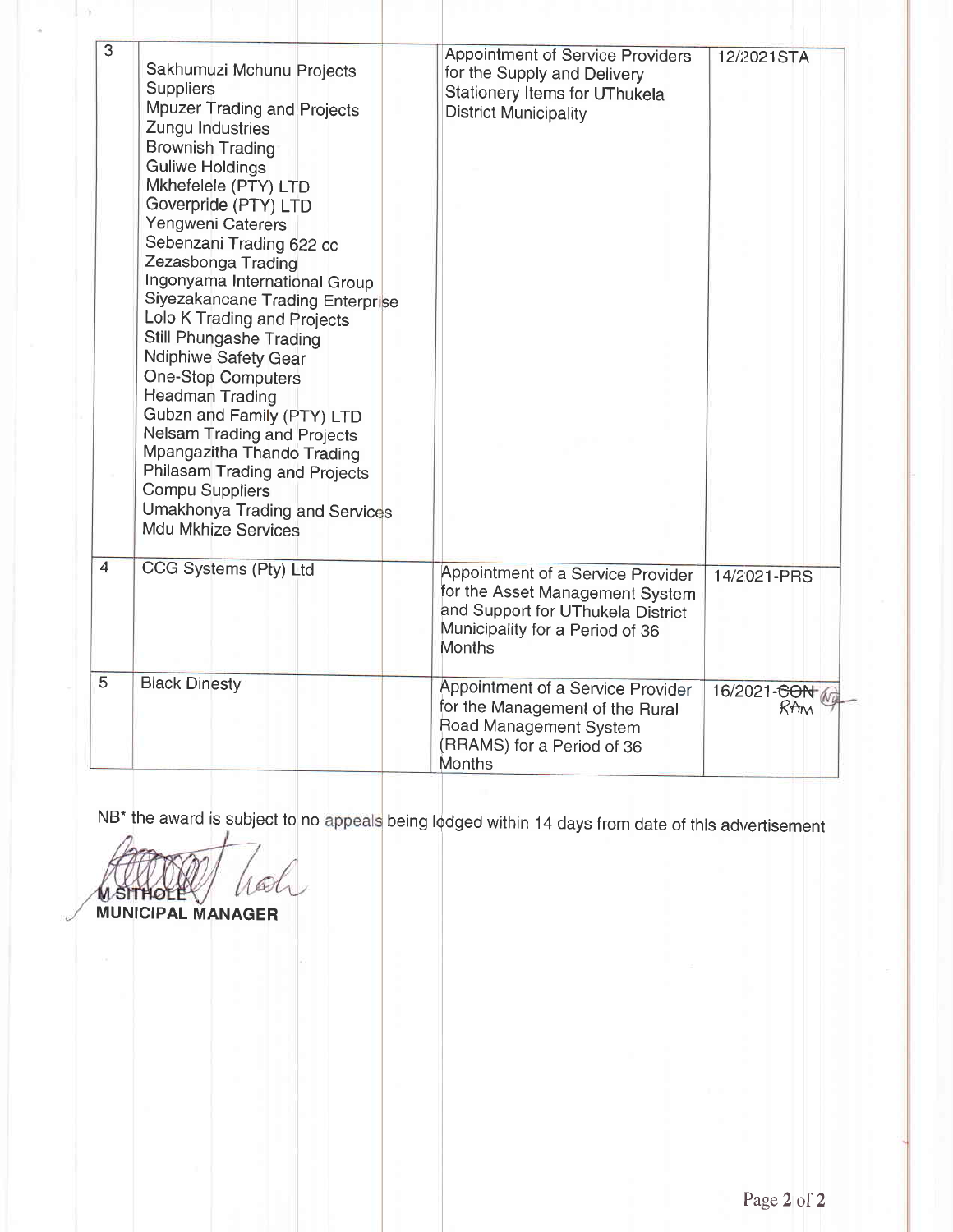| | | | |
|---|---|---|---|
| 3 | Sakhumuzi Mchunu Projects<br>Suppliers<br>Mpuzer Trading and Projects<br>Zungu Industries<br>Brownish Trading<br>Guliwe Holdings<br>Mkhefelele (PTY) LTD<br>Goverpride (PTY) LTD<br>Yengweni Caterers<br>Sebenzani Trading 622 cc<br>Zezasbonga Trading<br>Ingonyama International Group<br>Siyezakancane Trading Enterprise<br>Lolo K Trading and Projects<br>Still Phungashe Trading<br>Ndiphiwe Safety Gear<br>One-Stop Computers<br>Headman Trading<br>Gubzn and Family (PTY) LTD<br>Nelsam Trading and Projects<br>Mpangazitha Thando Trading<br>Philasam Trading and Projects<br>Compu Suppliers<br>Umakhonya Trading and Services<br>Mdu Mkhize Services | Appointment of Service Providers for the Supply and Delivery Stationery Items for UThukela District Municipality | 12/2021STA |
| 4 | CCG Systems (Pty) Ltd | Appointment of a Service Provider for the Asset Management System and Support for UThukela District Municipality for a Period of 36 Months | 14/2021-PRS |
| 5 | Black Dinesty | Appointment of a Service Provider for the Management of the Rural Road Management System (RRAMS) for a Period of 36 Months | 16/2021-~~CON~~ RAM |

NB* the award is subject to no appeals being lodged within 14 days from date of this advertisement

M SITHOLE
**MUNICIPAL MANAGER**